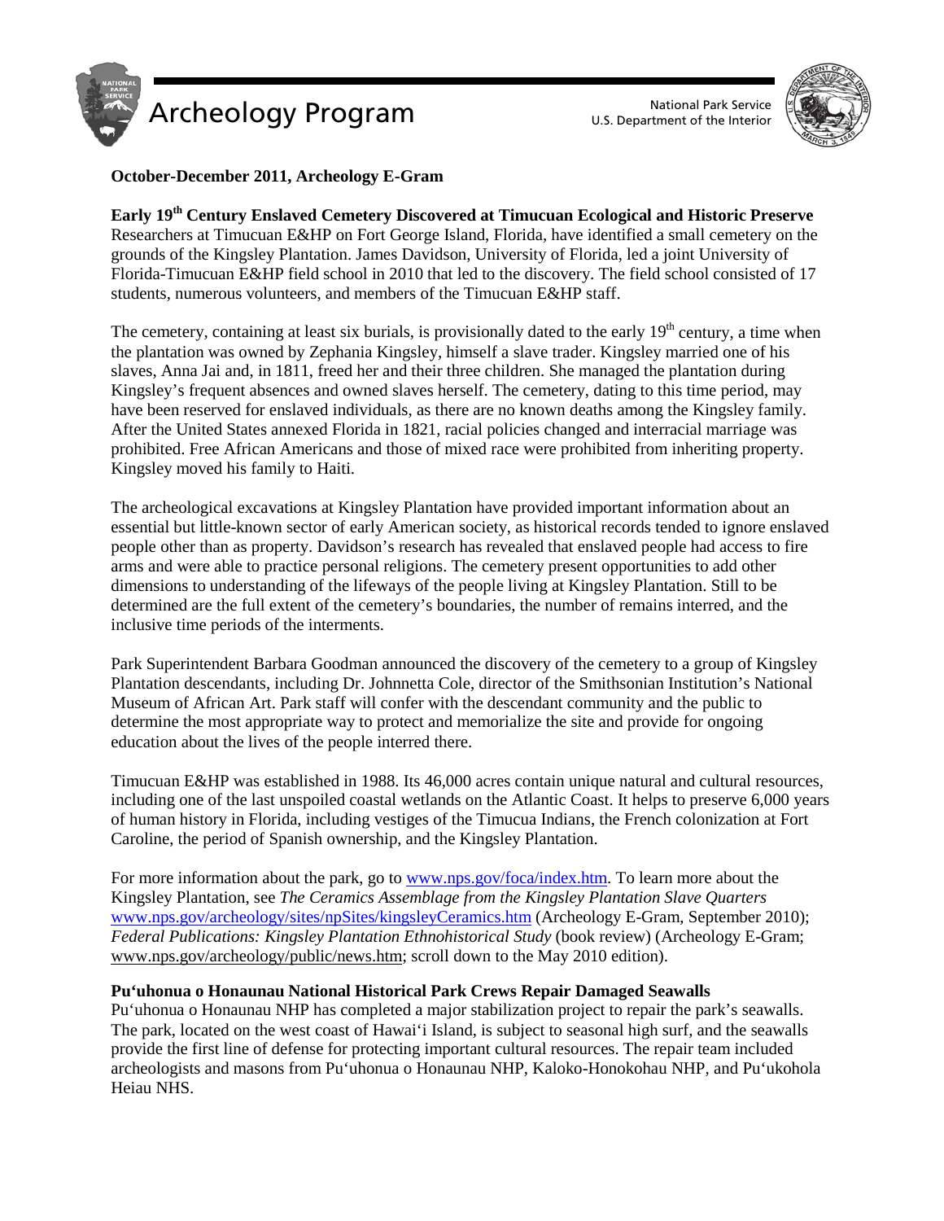# Archeology Program

National Park Service
U.S. Department of the Interior

**October-December 2011, Archeology E-Gram**

## Early 19th Century Enslaved Cemetery Discovered at Timucuan Ecological and Historic Preserve

Researchers at Timucuan E&HP on Fort George Island, Florida, have identified a small cemetery on the grounds of the Kingsley Plantation. James Davidson, University of Florida, led a joint University of Florida-Timucuan E&HP field school in 2010 that led to the discovery. The field school consisted of 17 students, numerous volunteers, and members of the Timucuan E&HP staff.

The cemetery, containing at least six burials, is provisionally dated to the early 19th century, a time when the plantation was owned by Zephania Kingsley, himself a slave trader. Kingsley married one of his slaves, Anna Jai and, in 1811, freed her and their three children. She managed the plantation during Kingsley's frequent absences and owned slaves herself. The cemetery, dating to this time period, may have been reserved for enslaved individuals, as there are no known deaths among the Kingsley family. After the United States annexed Florida in 1821, racial policies changed and interracial marriage was prohibited. Free African Americans and those of mixed race were prohibited from inheriting property. Kingsley moved his family to Haiti.

The archeological excavations at Kingsley Plantation have provided important information about an essential but little-known sector of early American society, as historical records tended to ignore enslaved people other than as property. Davidson's research has revealed that enslaved people had access to fire arms and were able to practice personal religions. The cemetery present opportunities to add other dimensions to understanding of the lifeways of the people living at Kingsley Plantation. Still to be determined are the full extent of the cemetery's boundaries, the number of remains interred, and the inclusive time periods of the interments.

Park Superintendent Barbara Goodman announced the discovery of the cemetery to a group of Kingsley Plantation descendants, including Dr. Johnnetta Cole, director of the Smithsonian Institution's National Museum of African Art. Park staff will confer with the descendant community and the public to determine the most appropriate way to protect and memorialize the site and provide for ongoing education about the lives of the people interred there.

Timucuan E&HP was established in 1988. Its 46,000 acres contain unique natural and cultural resources, including one of the last unspoiled coastal wetlands on the Atlantic Coast. It helps to preserve 6,000 years of human history in Florida, including vestiges of the Timucua Indians, the French colonization at Fort Caroline, the period of Spanish ownership, and the Kingsley Plantation.

For more information about the park, go to www.nps.gov/foca/index.htm. To learn more about the Kingsley Plantation, see *The Ceramics Assemblage from the Kingsley Plantation Slave Quarters* www.nps.gov/archeology/sites/npSites/kingsleyCeramics.htm (Archeology E-Gram, September 2010); *Federal Publications: Kingsley Plantation Ethnohistorical Study* (book review) (Archeology E-Gram; www.nps.gov/archeology/public/news.htm; scroll down to the May 2010 edition).

## Pu‘uhonua o Honaunau National Historical Park Crews Repair Damaged Seawalls

Pu‘uhonua o Honaunau NHP has completed a major stabilization project to repair the park's seawalls. The park, located on the west coast of Hawai‘i Island, is subject to seasonal high surf, and the seawalls provide the first line of defense for protecting important cultural resources. The repair team included archeologists and masons from Pu‘uhonua o Honaunau NHP, Kaloko-Honokohau NHP, and Pu‘ukohola Heiau NHS.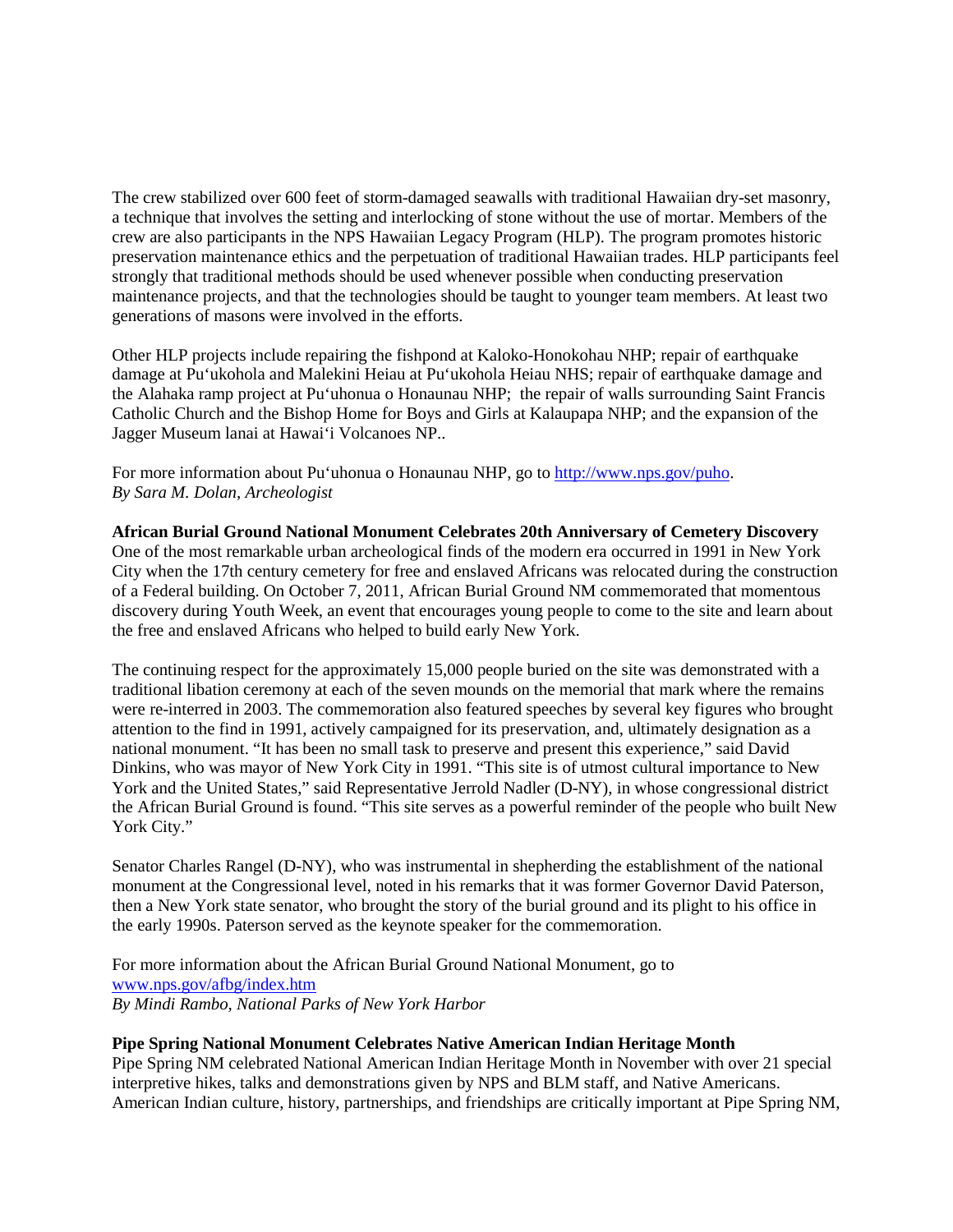The crew stabilized over 600 feet of storm-damaged seawalls with traditional Hawaiian dry-set masonry, a technique that involves the setting and interlocking of stone without the use of mortar. Members of the crew are also participants in the NPS Hawaiian Legacy Program (HLP). The program promotes historic preservation maintenance ethics and the perpetuation of traditional Hawaiian trades. HLP participants feel strongly that traditional methods should be used whenever possible when conducting preservation maintenance projects, and that the technologies should be taught to younger team members. At least two generations of masons were involved in the efforts.

Other HLP projects include repairing the fishpond at Kaloko-Honokohau NHP; repair of earthquake damage at Pu'ukohola and Malekini Heiau at Pu'ukohola Heiau NHS; repair of earthquake damage and the Alahaka ramp project at Pu'uhonua o Honaunau NHP; the repair of walls surrounding Saint Francis Catholic Church and the Bishop Home for Boys and Girls at Kalaupapa NHP; and the expansion of the Jagger Museum lanai at Hawai'i Volcanoes NP..

For more information about Pu'uhonua o Honaunau NHP, go to http://www.nps.gov/puho.
*By Sara M. Dolan, Archeologist*

**African Burial Ground National Monument Celebrates 20th Anniversary of Cemetery Discovery**
One of the most remarkable urban archeological finds of the modern era occurred in 1991 in New York City when the 17th century cemetery for free and enslaved Africans was relocated during the construction of a Federal building. On October 7, 2011, African Burial Ground NM commemorated that momentous discovery during Youth Week, an event that encourages young people to come to the site and learn about the free and enslaved Africans who helped to build early New York.

The continuing respect for the approximately 15,000 people buried on the site was demonstrated with a traditional libation ceremony at each of the seven mounds on the memorial that mark where the remains were re-interred in 2003. The commemoration also featured speeches by several key figures who brought attention to the find in 1991, actively campaigned for its preservation, and, ultimately designation as a national monument. "It has been no small task to preserve and present this experience," said David Dinkins, who was mayor of New York City in 1991. "This site is of utmost cultural importance to New York and the United States," said Representative Jerrold Nadler (D-NY), in whose congressional district the African Burial Ground is found. "This site serves as a powerful reminder of the people who built New York City."

Senator Charles Rangel (D-NY), who was instrumental in shepherding the establishment of the national monument at the Congressional level, noted in his remarks that it was former Governor David Paterson, then a New York state senator, who brought the story of the burial ground and its plight to his office in the early 1990s. Paterson served as the keynote speaker for the commemoration.

For more information about the African Burial Ground National Monument, go to www.nps.gov/afbg/index.htm
*By Mindi Rambo, National Parks of New York Harbor*

**Pipe Spring National Monument Celebrates Native American Indian Heritage Month**
Pipe Spring NM celebrated National American Indian Heritage Month in November with over 21 special interpretive hikes, talks and demonstrations given by NPS and BLM staff, and Native Americans. American Indian culture, history, partnerships, and friendships are critically important at Pipe Spring NM,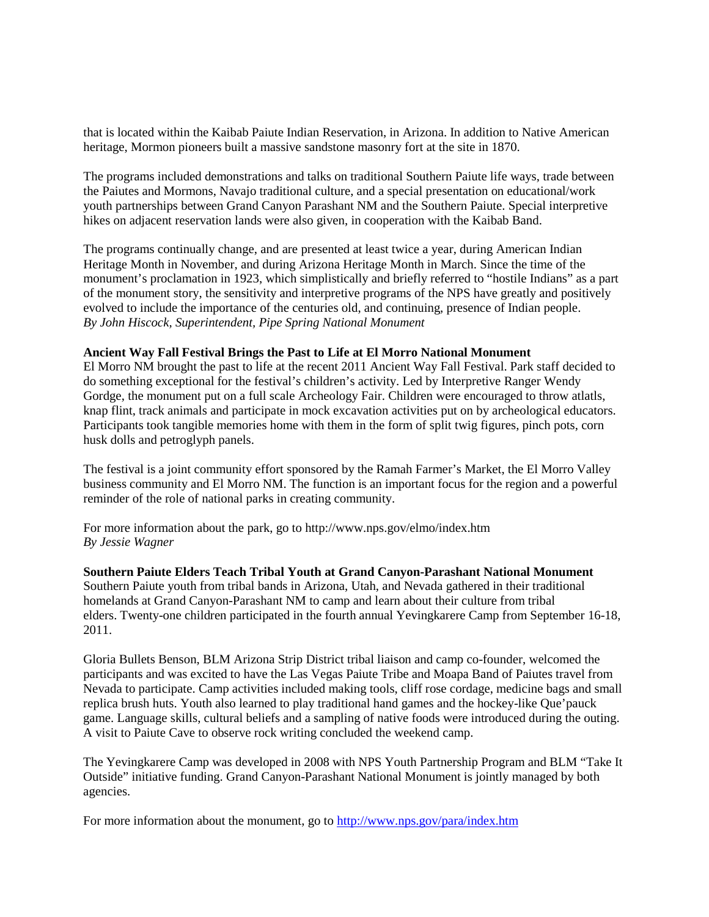that is located within the Kaibab Paiute Indian Reservation, in Arizona. In addition to Native American heritage, Mormon pioneers built a massive sandstone masonry fort at the site in 1870.

The programs included demonstrations and talks on traditional Southern Paiute life ways, trade between the Paiutes and Mormons, Navajo traditional culture, and a special presentation on educational/work youth partnerships between Grand Canyon Parashant NM and the Southern Paiute. Special interpretive hikes on adjacent reservation lands were also given, in cooperation with the Kaibab Band.

The programs continually change, and are presented at least twice a year, during American Indian Heritage Month in November, and during Arizona Heritage Month in March. Since the time of the monument's proclamation in 1923, which simplistically and briefly referred to "hostile Indians" as a part of the monument story, the sensitivity and interpretive programs of the NPS have greatly and positively evolved to include the importance of the centuries old, and continuing, presence of Indian people.
*By John Hiscock, Superintendent, Pipe Spring National Monument*

**Ancient Way Fall Festival Brings the Past to Life at El Morro National Monument**
El Morro NM brought the past to life at the recent 2011 Ancient Way Fall Festival. Park staff decided to do something exceptional for the festival's children's activity. Led by Interpretive Ranger Wendy Gordge, the monument put on a full scale Archeology Fair. Children were encouraged to throw atlatls, knap flint, track animals and participate in mock excavation activities put on by archeological educators. Participants took tangible memories home with them in the form of split twig figures, pinch pots, corn husk dolls and petroglyph panels.

The festival is a joint community effort sponsored by the Ramah Farmer's Market, the El Morro Valley business community and El Morro NM. The function is an important focus for the region and a powerful reminder of the role of national parks in creating community.

For more information about the park, go to http://www.nps.gov/elmo/index.htm
*By Jessie Wagner*

**Southern Paiute Elders Teach Tribal Youth at Grand Canyon-Parashant National Monument**
Southern Paiute youth from tribal bands in Arizona, Utah, and Nevada gathered in their traditional homelands at Grand Canyon-Parashant NM to camp and learn about their culture from tribal elders. Twenty-one children participated in the fourth annual Yevingkarere Camp from September 16-18, 2011.

Gloria Bullets Benson, BLM Arizona Strip District tribal liaison and camp co-founder, welcomed the participants and was excited to have the Las Vegas Paiute Tribe and Moapa Band of Paiutes travel from Nevada to participate. Camp activities included making tools, cliff rose cordage, medicine bags and small replica brush huts. Youth also learned to play traditional hand games and the hockey-like Que'pauck game. Language skills, cultural beliefs and a sampling of native foods were introduced during the outing. A visit to Paiute Cave to observe rock writing concluded the weekend camp.

The Yevingkarere Camp was developed in 2008 with NPS Youth Partnership Program and BLM "Take It Outside" initiative funding. Grand Canyon-Parashant National Monument is jointly managed by both agencies.

For more information about the monument, go to [http://www.nps.gov/para/index.htm](http://www.nps.gov/para/index.htm)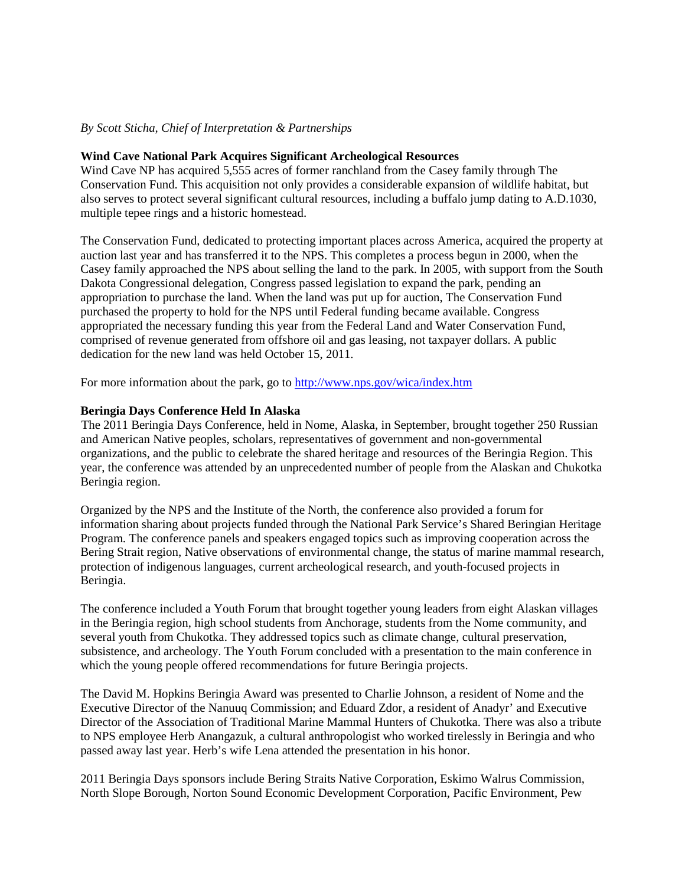*By Scott Sticha, Chief of Interpretation & Partnerships*

**Wind Cave National Park Acquires Significant Archeological Resources**

Wind Cave NP has acquired 5,555 acres of former ranchland from the Casey family through The Conservation Fund. This acquisition not only provides a considerable expansion of wildlife habitat, but also serves to protect several significant cultural resources, including a buffalo jump dating to A.D.1030, multiple tepee rings and a historic homestead.

The Conservation Fund, dedicated to protecting important places across America, acquired the property at auction last year and has transferred it to the NPS. This completes a process begun in 2000, when the Casey family approached the NPS about selling the land to the park. In 2005, with support from the South Dakota Congressional delegation, Congress passed legislation to expand the park, pending an appropriation to purchase the land. When the land was put up for auction, The Conservation Fund purchased the property to hold for the NPS until Federal funding became available. Congress appropriated the necessary funding this year from the Federal Land and Water Conservation Fund, comprised of revenue generated from offshore oil and gas leasing, not taxpayer dollars. A public dedication for the new land was held October 15, 2011.

For more information about the park, go to http://www.nps.gov/wica/index.htm

**Beringia Days Conference Held In Alaska**

The 2011 Beringia Days Conference, held in Nome, Alaska, in September, brought together 250 Russian and American Native peoples, scholars, representatives of government and non-governmental organizations, and the public to celebrate the shared heritage and resources of the Beringia Region. This year, the conference was attended by an unprecedented number of people from the Alaskan and Chukotka Beringia region.

Organized by the NPS and the Institute of the North, the conference also provided a forum for information sharing about projects funded through the National Park Service's Shared Beringian Heritage Program. The conference panels and speakers engaged topics such as improving cooperation across the Bering Strait region, Native observations of environmental change, the status of marine mammal research, protection of indigenous languages, current archeological research, and youth-focused projects in Beringia.

The conference included a Youth Forum that brought together young leaders from eight Alaskan villages in the Beringia region, high school students from Anchorage, students from the Nome community, and several youth from Chukotka. They addressed topics such as climate change, cultural preservation, subsistence, and archeology. The Youth Forum concluded with a presentation to the main conference in which the young people offered recommendations for future Beringia projects.

The David M. Hopkins Beringia Award was presented to Charlie Johnson, a resident of Nome and the Executive Director of the Nanuuq Commission; and Eduard Zdor, a resident of Anadyr' and Executive Director of the Association of Traditional Marine Mammal Hunters of Chukotka. There was also a tribute to NPS employee Herb Anangazuk, a cultural anthropologist who worked tirelessly in Beringia and who passed away last year. Herb's wife Lena attended the presentation in his honor.

2011 Beringia Days sponsors include Bering Straits Native Corporation, Eskimo Walrus Commission, North Slope Borough, Norton Sound Economic Development Corporation, Pacific Environment, Pew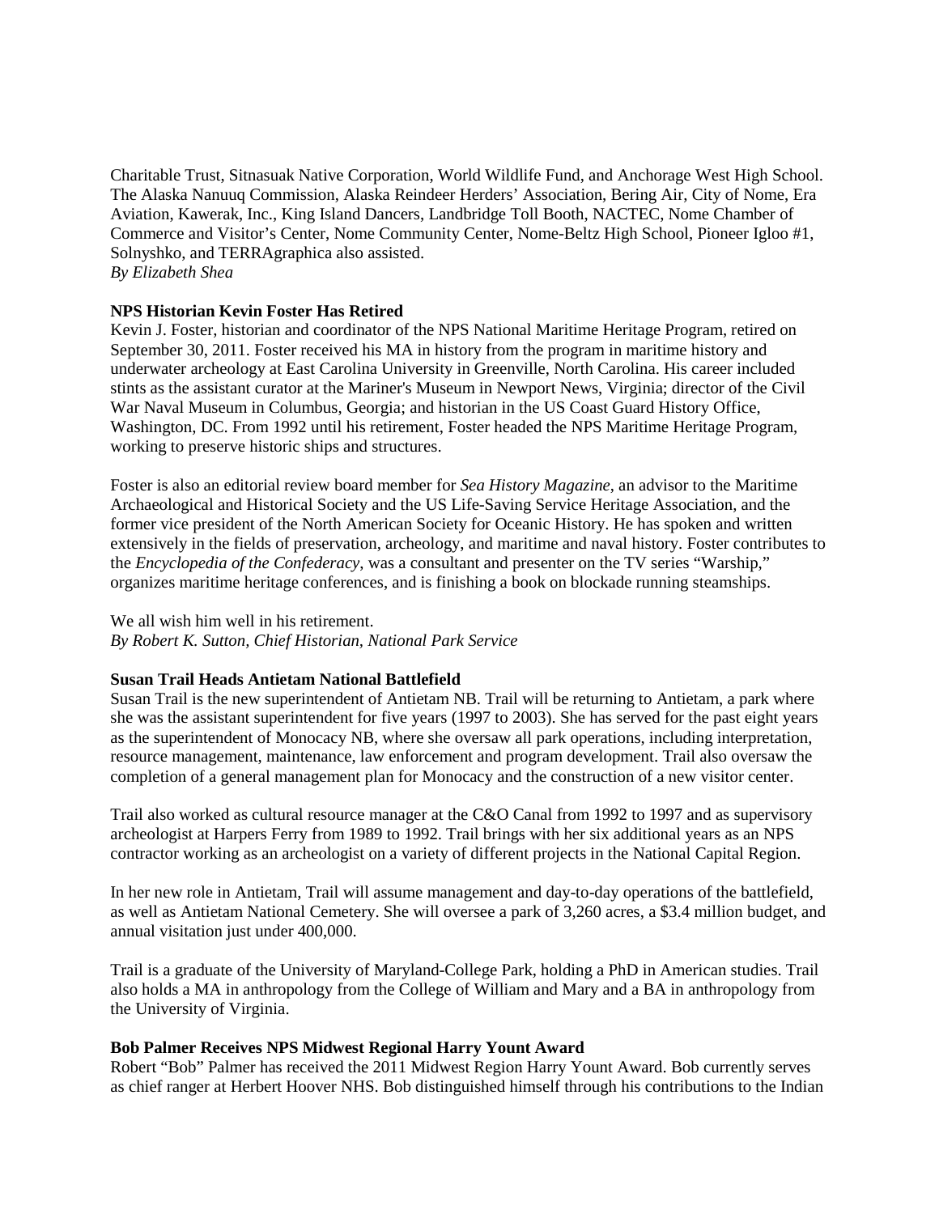Charitable Trust, Sitnasuak Native Corporation, World Wildlife Fund, and Anchorage West High School. The Alaska Nanuuq Commission, Alaska Reindeer Herders' Association, Bering Air, City of Nome, Era Aviation, Kawerak, Inc., King Island Dancers, Landbridge Toll Booth, NACTEC, Nome Chamber of Commerce and Visitor's Center, Nome Community Center, Nome-Beltz High School, Pioneer Igloo #1, Solnyshko, and TERRAgraphica also assisted.
*By Elizabeth Shea*

**NPS Historian Kevin Foster Has Retired**

Kevin J. Foster, historian and coordinator of the NPS National Maritime Heritage Program, retired on September 30, 2011. Foster received his MA in history from the program in maritime history and underwater archeology at East Carolina University in Greenville, North Carolina. His career included stints as the assistant curator at the Mariner's Museum in Newport News, Virginia; director of the Civil War Naval Museum in Columbus, Georgia; and historian in the US Coast Guard History Office, Washington, DC. From 1992 until his retirement, Foster headed the NPS Maritime Heritage Program, working to preserve historic ships and structures.

Foster is also an editorial review board member for *Sea History Magazine*, an advisor to the Maritime Archaeological and Historical Society and the US Life-Saving Service Heritage Association, and the former vice president of the North American Society for Oceanic History. He has spoken and written extensively in the fields of preservation, archeology, and maritime and naval history. Foster contributes to the *Encyclopedia of the Confederacy*, was a consultant and presenter on the TV series "Warship," organizes maritime heritage conferences, and is finishing a book on blockade running steamships.

We all wish him well in his retirement.
*By Robert K. Sutton, Chief Historian, National Park Service*

**Susan Trail Heads Antietam National Battlefield**

Susan Trail is the new superintendent of Antietam NB. Trail will be returning to Antietam, a park where she was the assistant superintendent for five years (1997 to 2003). She has served for the past eight years as the superintendent of Monocacy NB, where she oversaw all park operations, including interpretation, resource management, maintenance, law enforcement and program development. Trail also oversaw the completion of a general management plan for Monocacy and the construction of a new visitor center.

Trail also worked as cultural resource manager at the C&O Canal from 1992 to 1997 and as supervisory archeologist at Harpers Ferry from 1989 to 1992. Trail brings with her six additional years as an NPS contractor working as an archeologist on a variety of different projects in the National Capital Region.

In her new role in Antietam, Trail will assume management and day-to-day operations of the battlefield, as well as Antietam National Cemetery. She will oversee a park of 3,260 acres, a $3.4 million budget, and annual visitation just under 400,000.

Trail is a graduate of the University of Maryland-College Park, holding a PhD in American studies. Trail also holds a MA in anthropology from the College of William and Mary and a BA in anthropology from the University of Virginia.

**Bob Palmer Receives NPS Midwest Regional Harry Yount Award**

Robert "Bob" Palmer has received the 2011 Midwest Region Harry Yount Award. Bob currently serves as chief ranger at Herbert Hoover NHS. Bob distinguished himself through his contributions to the Indian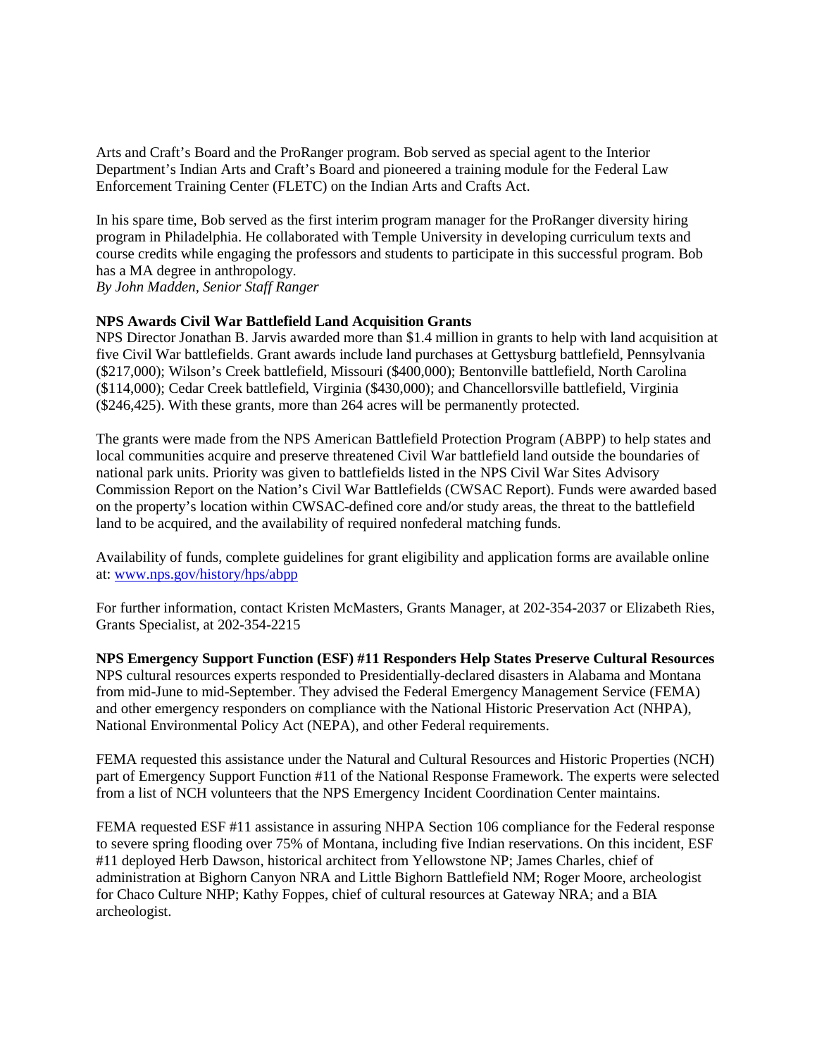Arts and Craft's Board and the ProRanger program. Bob served as special agent to the Interior Department's Indian Arts and Craft's Board and pioneered a training module for the Federal Law Enforcement Training Center (FLETC) on the Indian Arts and Crafts Act.

In his spare time, Bob served as the first interim program manager for the ProRanger diversity hiring program in Philadelphia. He collaborated with Temple University in developing curriculum texts and course credits while engaging the professors and students to participate in this successful program. Bob has a MA degree in anthropology.
*By John Madden, Senior Staff Ranger*

**NPS Awards Civil War Battlefield Land Acquisition Grants**
NPS Director Jonathan B. Jarvis awarded more than $1.4 million in grants to help with land acquisition at five Civil War battlefields. Grant awards include land purchases at Gettysburg battlefield, Pennsylvania ($217,000); Wilson's Creek battlefield, Missouri ($400,000); Bentonville battlefield, North Carolina ($114,000); Cedar Creek battlefield, Virginia ($430,000); and Chancellorsville battlefield, Virginia ($246,425). With these grants, more than 264 acres will be permanently protected.

The grants were made from the NPS American Battlefield Protection Program (ABPP) to help states and local communities acquire and preserve threatened Civil War battlefield land outside the boundaries of national park units. Priority was given to battlefields listed in the NPS Civil War Sites Advisory Commission Report on the Nation's Civil War Battlefields (CWSAC Report). Funds were awarded based on the property's location within CWSAC-defined core and/or study areas, the threat to the battlefield land to be acquired, and the availability of required nonfederal matching funds.

Availability of funds, complete guidelines for grant eligibility and application forms are available online at: [www.nps.gov/history/hps/abpp](www.nps.gov/history/hps/abpp)

For further information, contact Kristen McMasters, Grants Manager, at 202-354-2037 or Elizabeth Ries, Grants Specialist, at 202-354-2215

**NPS Emergency Support Function (ESF) #11 Responders Help States Preserve Cultural Resources**
NPS cultural resources experts responded to Presidentially-declared disasters in Alabama and Montana from mid-June to mid-September. They advised the Federal Emergency Management Service (FEMA) and other emergency responders on compliance with the National Historic Preservation Act (NHPA), National Environmental Policy Act (NEPA), and other Federal requirements.

FEMA requested this assistance under the Natural and Cultural Resources and Historic Properties (NCH) part of Emergency Support Function #11 of the National Response Framework. The experts were selected from a list of NCH volunteers that the NPS Emergency Incident Coordination Center maintains.

FEMA requested ESF #11 assistance in assuring NHPA Section 106 compliance for the Federal response to severe spring flooding over 75% of Montana, including five Indian reservations. On this incident, ESF #11 deployed Herb Dawson, historical architect from Yellowstone NP; James Charles, chief of administration at Bighorn Canyon NRA and Little Bighorn Battlefield NM; Roger Moore, archeologist for Chaco Culture NHP; Kathy Foppes, chief of cultural resources at Gateway NRA; and a BIA archeologist.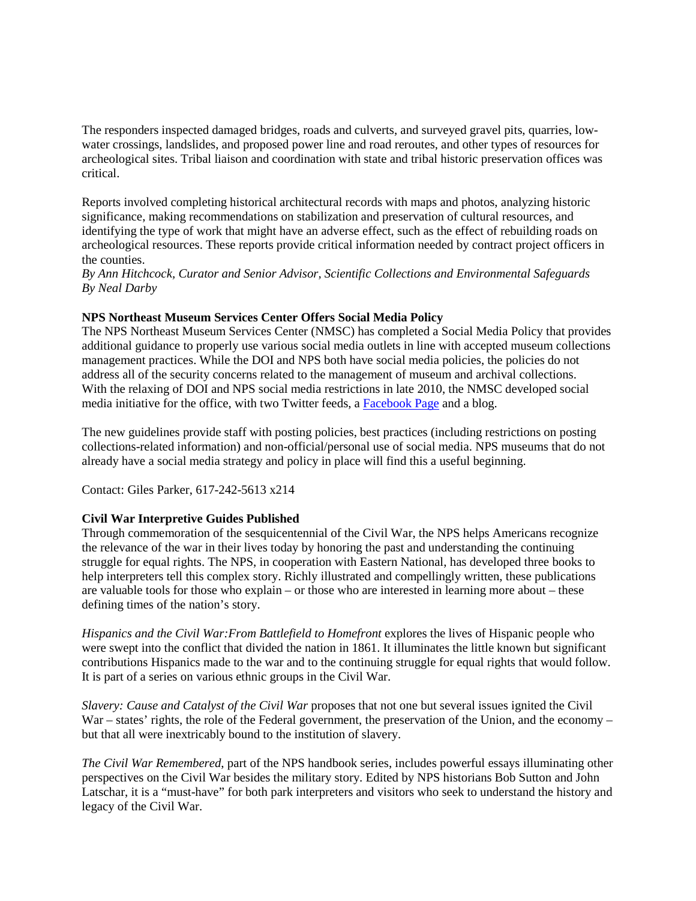The responders inspected damaged bridges, roads and culverts, and surveyed gravel pits, quarries, low-water crossings, landslides, and proposed power line and road reroutes, and other types of resources for archeological sites. Tribal liaison and coordination with state and tribal historic preservation offices was critical.

Reports involved completing historical architectural records with maps and photos, analyzing historic significance, making recommendations on stabilization and preservation of cultural resources, and identifying the type of work that might have an adverse effect, such as the effect of rebuilding roads on archeological resources. These reports provide critical information needed by contract project officers in the counties.
*By Ann Hitchcock, Curator and Senior Advisor, Scientific Collections and Environmental Safeguards*
*By Neal Darby*

**NPS Northeast Museum Services Center Offers Social Media Policy**
The NPS Northeast Museum Services Center (NMSC) has completed a Social Media Policy that provides additional guidance to properly use various social media outlets in line with accepted museum collections management practices. While the DOI and NPS both have social media policies, the policies do not address all of the security concerns related to the management of museum and archival collections. With the relaxing of DOI and NPS social media restrictions in late 2010, the NMSC developed social media initiative for the office, with two Twitter feeds, a Facebook Page and a blog.

The new guidelines provide staff with posting policies, best practices (including restrictions on posting collections-related information) and non-official/personal use of social media. NPS museums that do not already have a social media strategy and policy in place will find this a useful beginning.

Contact: Giles Parker, 617-242-5613 x214

**Civil War Interpretive Guides Published**
Through commemoration of the sesquicentennial of the Civil War, the NPS helps Americans recognize the relevance of the war in their lives today by honoring the past and understanding the continuing struggle for equal rights. The NPS, in cooperation with Eastern National, has developed three books to help interpreters tell this complex story. Richly illustrated and compellingly written, these publications are valuable tools for those who explain – or those who are interested in learning more about – these defining times of the nation's story.

*Hispanics and the Civil War:From Battlefield to Homefront* explores the lives of Hispanic people who were swept into the conflict that divided the nation in 1861. It illuminates the little known but significant contributions Hispanics made to the war and to the continuing struggle for equal rights that would follow. It is part of a series on various ethnic groups in the Civil War.

*Slavery: Cause and Catalyst of the Civil War* proposes that not one but several issues ignited the Civil War – states' rights, the role of the Federal government, the preservation of the Union, and the economy – but that all were inextricably bound to the institution of slavery.

*The Civil War Remembered*, part of the NPS handbook series, includes powerful essays illuminating other perspectives on the Civil War besides the military story. Edited by NPS historians Bob Sutton and John Latschar, it is a "must-have" for both park interpreters and visitors who seek to understand the history and legacy of the Civil War.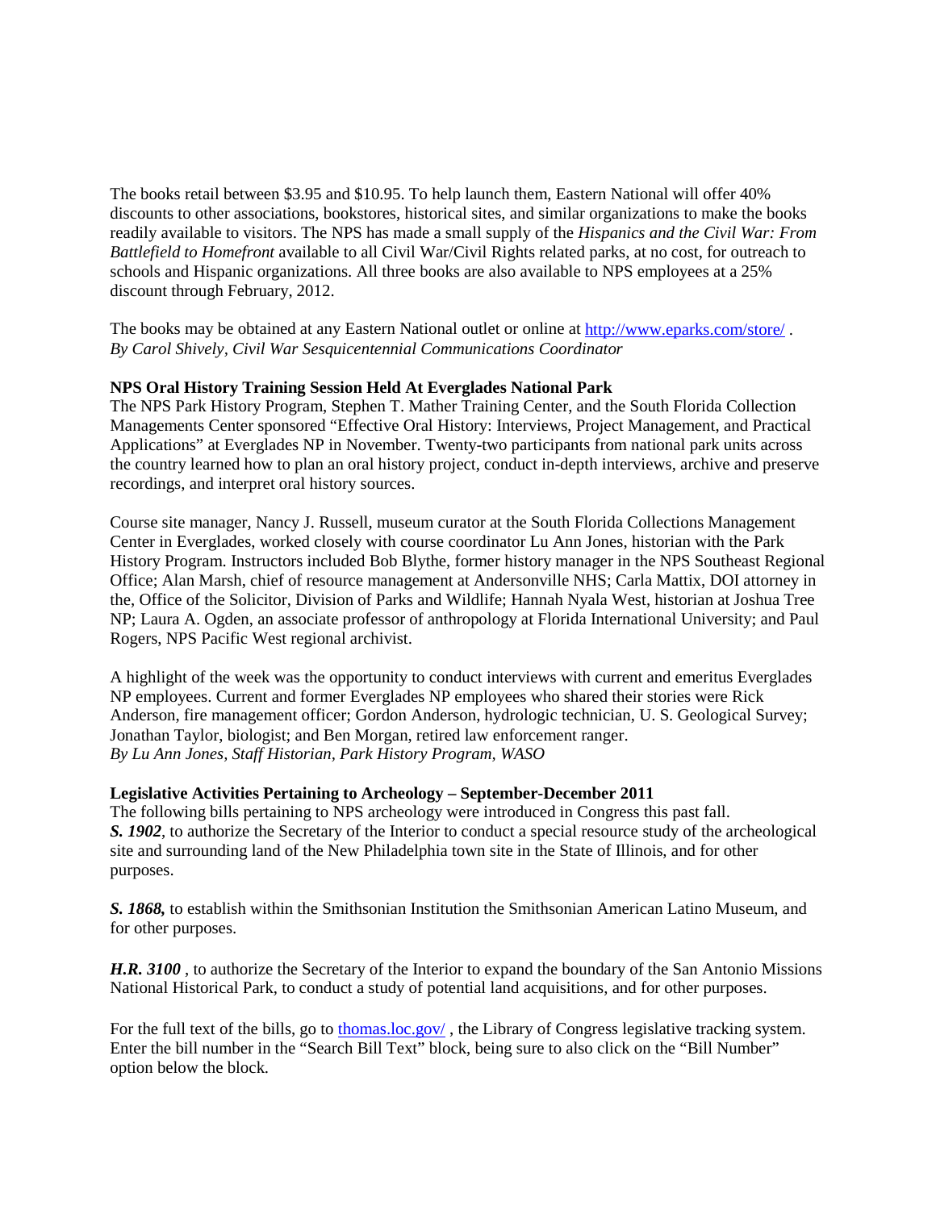The books retail between \$3.95 and \$10.95. To help launch them, Eastern National will offer 40% discounts to other associations, bookstores, historical sites, and similar organizations to make the books readily available to visitors. The NPS has made a small supply of the *Hispanics and the Civil War: From Battlefield to Homefront* available to all Civil War/Civil Rights related parks, at no cost, for outreach to schools and Hispanic organizations. All three books are also available to NPS employees at a 25% discount through February, 2012.

The books may be obtained at any Eastern National outlet or online at [http://www.eparks.com/store/](http://www.eparks.com/store/) .
*By Carol Shively, Civil War Sesquicentennial Communications Coordinator*

**NPS Oral History Training Session Held At Everglades National Park**
The NPS Park History Program, Stephen T. Mather Training Center, and the South Florida Collection Managements Center sponsored "Effective Oral History: Interviews, Project Management, and Practical Applications" at Everglades NP in November. Twenty-two participants from national park units across the country learned how to plan an oral history project, conduct in-depth interviews, archive and preserve recordings, and interpret oral history sources.

Course site manager, Nancy J. Russell, museum curator at the South Florida Collections Management Center in Everglades, worked closely with course coordinator Lu Ann Jones, historian with the Park History Program. Instructors included Bob Blythe, former history manager in the NPS Southeast Regional Office; Alan Marsh, chief of resource management at Andersonville NHS; Carla Mattix, DOI attorney in the, Office of the Solicitor, Division of Parks and Wildlife; Hannah Nyala West, historian at Joshua Tree NP; Laura A. Ogden, an associate professor of anthropology at Florida International University; and Paul Rogers, NPS Pacific West regional archivist.

A highlight of the week was the opportunity to conduct interviews with current and emeritus Everglades NP employees. Current and former Everglades NP employees who shared their stories were Rick Anderson, fire management officer; Gordon Anderson, hydrologic technician, U. S. Geological Survey; Jonathan Taylor, biologist; and Ben Morgan, retired law enforcement ranger.
*By Lu Ann Jones, Staff Historian, Park History Program, WASO*

**Legislative Activities Pertaining to Archeology – September-December 2011**
The following bills pertaining to NPS archeology were introduced in Congress this past fall.
***S. 1902***, to authorize the Secretary of the Interior to conduct a special resource study of the archeological site and surrounding land of the New Philadelphia town site in the State of Illinois, and for other purposes.

***S. 1868,*** to establish within the Smithsonian Institution the Smithsonian American Latino Museum, and for other purposes.

***H.R. 3100*** , to authorize the Secretary of the Interior to expand the boundary of the San Antonio Missions National Historical Park, to conduct a study of potential land acquisitions, and for other purposes.

For the full text of the bills, go to [thomas.loc.gov/](http://thomas.loc.gov/) , the Library of Congress legislative tracking system. Enter the bill number in the "Search Bill Text" block, being sure to also click on the "Bill Number" option below the block.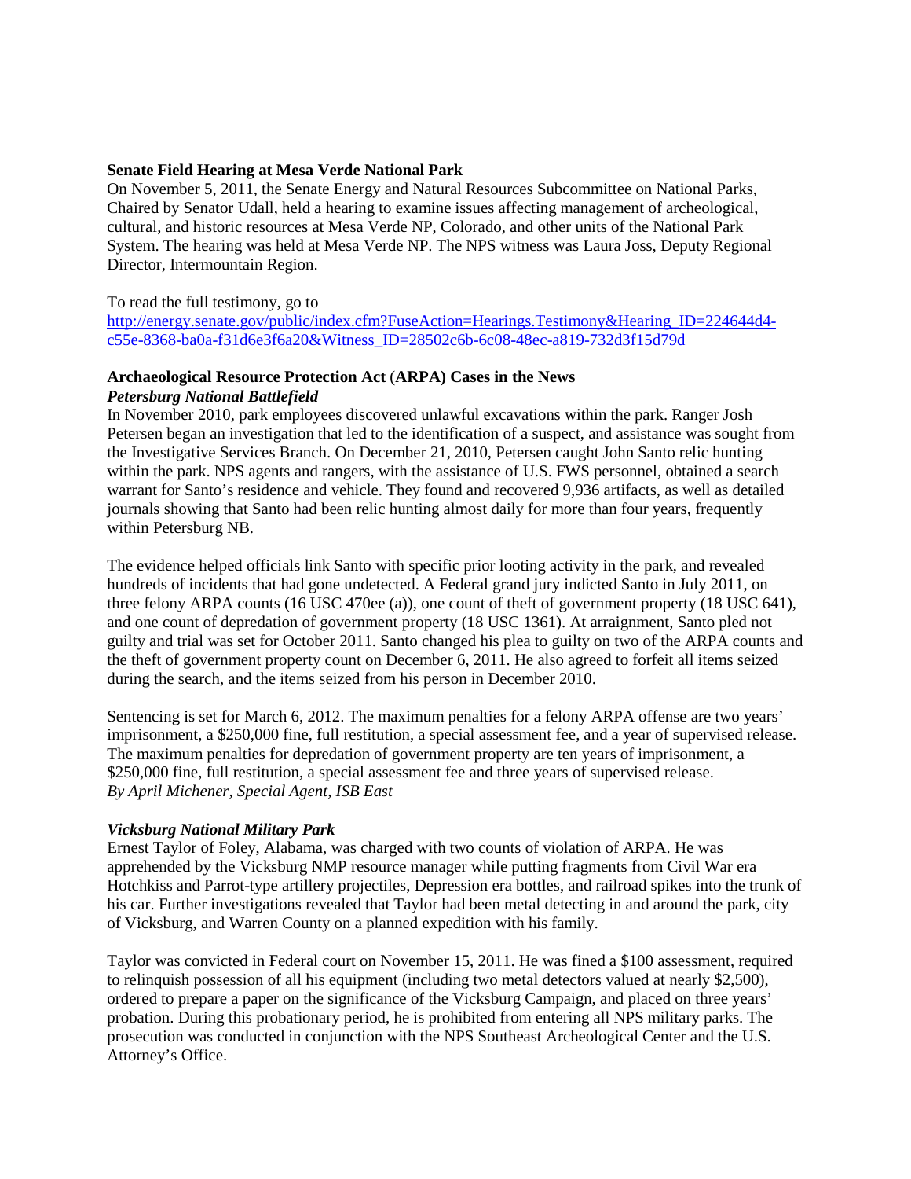**Senate Field Hearing at Mesa Verde National Park**

On November 5, 2011, the Senate Energy and Natural Resources Subcommittee on National Parks, Chaired by Senator Udall, held a hearing to examine issues affecting management of archeological, cultural, and historic resources at Mesa Verde NP, Colorado, and other units of the National Park System. The hearing was held at Mesa Verde NP. The NPS witness was Laura Joss, Deputy Regional Director, Intermountain Region.

To read the full testimony, go to
http://energy.senate.gov/public/index.cfm?FuseAction=Hearings.Testimony&Hearing_ID=224644d4-c55e-8368-ba0a-f31d6e3f6a20&Witness_ID=28502c6b-6c08-48ec-a819-732d3f15d79d

**Archaeological Resource Protection Act (ARPA) Cases in the News**

***Petersburg National Battlefield***

In November 2010, park employees discovered unlawful excavations within the park. Ranger Josh Petersen began an investigation that led to the identification of a suspect, and assistance was sought from the Investigative Services Branch. On December 21, 2010, Petersen caught John Santo relic hunting within the park. NPS agents and rangers, with the assistance of U.S. FWS personnel, obtained a search warrant for Santo's residence and vehicle. They found and recovered 9,936 artifacts, as well as detailed journals showing that Santo had been relic hunting almost daily for more than four years, frequently within Petersburg NB.

The evidence helped officials link Santo with specific prior looting activity in the park, and revealed hundreds of incidents that had gone undetected. A Federal grand jury indicted Santo in July 2011, on three felony ARPA counts (16 USC 470ee (a)), one count of theft of government property (18 USC 641), and one count of depredation of government property (18 USC 1361). At arraignment, Santo pled not guilty and trial was set for October 2011. Santo changed his plea to guilty on two of the ARPA counts and the theft of government property count on December 6, 2011. He also agreed to forfeit all items seized during the search, and the items seized from his person in December 2010.

Sentencing is set for March 6, 2012. The maximum penalties for a felony ARPA offense are two years' imprisonment, a $250,000 fine, full restitution, a special assessment fee, and a year of supervised release. The maximum penalties for depredation of government property are ten years of imprisonment, a $250,000 fine, full restitution, a special assessment fee and three years of supervised release.
*By April Michener, Special Agent, ISB East*

***Vicksburg National Military Park***

Ernest Taylor of Foley, Alabama, was charged with two counts of violation of ARPA. He was apprehended by the Vicksburg NMP resource manager while putting fragments from Civil War era Hotchkiss and Parrot-type artillery projectiles, Depression era bottles, and railroad spikes into the trunk of his car. Further investigations revealed that Taylor had been metal detecting in and around the park, city of Vicksburg, and Warren County on a planned expedition with his family.

Taylor was convicted in Federal court on November 15, 2011. He was fined a $100 assessment, required to relinquish possession of all his equipment (including two metal detectors valued at nearly $2,500), ordered to prepare a paper on the significance of the Vicksburg Campaign, and placed on three years' probation. During this probationary period, he is prohibited from entering all NPS military parks. The prosecution was conducted in conjunction with the NPS Southeast Archeological Center and the U.S. Attorney's Office.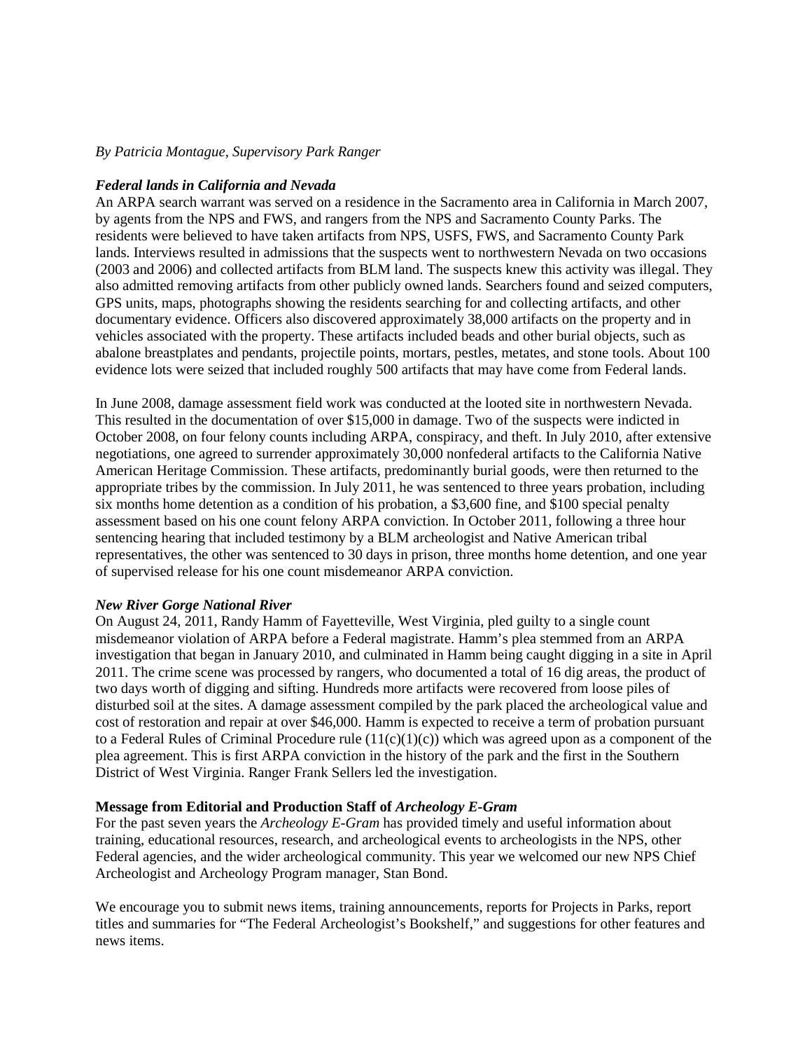*By Patricia Montague, Supervisory Park Ranger*

***Federal lands in California and Nevada***

An ARPA search warrant was served on a residence in the Sacramento area in California in March 2007, by agents from the NPS and FWS, and rangers from the NPS and Sacramento County Parks. The residents were believed to have taken artifacts from NPS, USFS, FWS, and Sacramento County Park lands. Interviews resulted in admissions that the suspects went to northwestern Nevada on two occasions (2003 and 2006) and collected artifacts from BLM land. The suspects knew this activity was illegal. They also admitted removing artifacts from other publicly owned lands. Searchers found and seized computers, GPS units, maps, photographs showing the residents searching for and collecting artifacts, and other documentary evidence. Officers also discovered approximately 38,000 artifacts on the property and in vehicles associated with the property. These artifacts included beads and other burial objects, such as abalone breastplates and pendants, projectile points, mortars, pestles, metates, and stone tools. About 100 evidence lots were seized that included roughly 500 artifacts that may have come from Federal lands.

In June 2008, damage assessment field work was conducted at the looted site in northwestern Nevada. This resulted in the documentation of over $15,000 in damage. Two of the suspects were indicted in October 2008, on four felony counts including ARPA, conspiracy, and theft. In July 2010, after extensive negotiations, one agreed to surrender approximately 30,000 nonfederal artifacts to the California Native American Heritage Commission. These artifacts, predominantly burial goods, were then returned to the appropriate tribes by the commission. In July 2011, he was sentenced to three years probation, including six months home detention as a condition of his probation, a $3,600 fine, and $100 special penalty assessment based on his one count felony ARPA conviction. In October 2011, following a three hour sentencing hearing that included testimony by a BLM archeologist and Native American tribal representatives, the other was sentenced to 30 days in prison, three months home detention, and one year of supervised release for his one count misdemeanor ARPA conviction.

***New River Gorge National River***

On August 24, 2011, Randy Hamm of Fayetteville, West Virginia, pled guilty to a single count misdemeanor violation of ARPA before a Federal magistrate. Hamm's plea stemmed from an ARPA investigation that began in January 2010, and culminated in Hamm being caught digging in a site in April 2011. The crime scene was processed by rangers, who documented a total of 16 dig areas, the product of two days worth of digging and sifting. Hundreds more artifacts were recovered from loose piles of disturbed soil at the sites. A damage assessment compiled by the park placed the archeological value and cost of restoration and repair at over $46,000. Hamm is expected to receive a term of probation pursuant to a Federal Rules of Criminal Procedure rule (11(c)(1)(c)) which was agreed upon as a component of the plea agreement. This is first ARPA conviction in the history of the park and the first in the Southern District of West Virginia. Ranger Frank Sellers led the investigation.

**Message from Editorial and Production Staff of *Archeology E-Gram***

For the past seven years the *Archeology E-Gram* has provided timely and useful information about training, educational resources, research, and archeological events to archeologists in the NPS, other Federal agencies, and the wider archeological community. This year we welcomed our new NPS Chief Archeologist and Archeology Program manager, Stan Bond.

We encourage you to submit news items, training announcements, reports for Projects in Parks, report titles and summaries for "The Federal Archeologist's Bookshelf," and suggestions for other features and news items.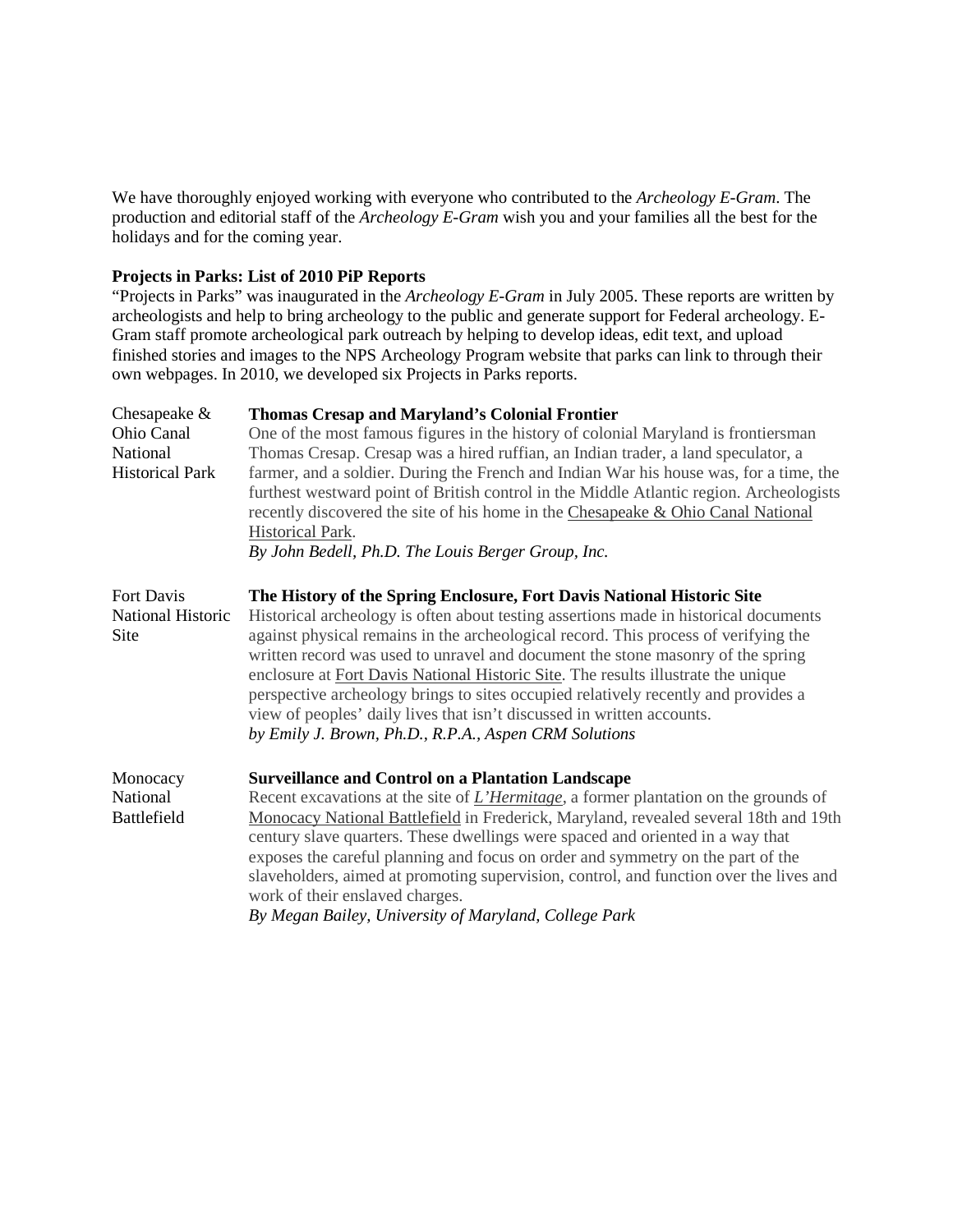We have thoroughly enjoyed working with everyone who contributed to the *Archeology E-Gram*. The production and editorial staff of the *Archeology E-Gram* wish you and your families all the best for the holidays and for the coming year.

**Projects in Parks: List of 2010 PiP Reports**

"Projects in Parks" was inaugurated in the *Archeology E-Gram* in July 2005. These reports are written by archeologists and help to bring archeology to the public and generate support for Federal archeology. E-Gram staff promote archeological park outreach by helping to develop ideas, edit text, and upload finished stories and images to the NPS Archeology Program website that parks can link to through their own webpages. In 2010, we developed six Projects in Parks reports.

| | |
|---|---|
| Chesapeake & Ohio Canal National Historical Park | **Thomas Cresap and Maryland's Colonial Frontier**<br>One of the most famous figures in the history of colonial Maryland is frontiersman Thomas Cresap. Cresap was a hired ruffian, an Indian trader, a land speculator, a farmer, and a soldier. During the French and Indian War his house was, for a time, the furthest westward point of British control in the Middle Atlantic region. Archeologists recently discovered the site of his home in the Chesapeake & Ohio Canal National Historical Park.<br>*By John Bedell, Ph.D. The Louis Berger Group, Inc.* |
| Fort Davis National Historic Site | **The History of the Spring Enclosure, Fort Davis National Historic Site**<br>Historical archeology is often about testing assertions made in historical documents against physical remains in the archeological record. This process of verifying the written record was used to unravel and document the stone masonry of the spring enclosure at Fort Davis National Historic Site. The results illustrate the unique perspective archeology brings to sites occupied relatively recently and provides a view of peoples' daily lives that isn't discussed in written accounts.<br>*by Emily J. Brown, Ph.D., R.P.A., Aspen CRM Solutions* |
| Monocacy National Battlefield | **Surveillance and Control on a Plantation Landscape**<br>Recent excavations at the site of *L'Hermitage*, a former plantation on the grounds of Monocacy National Battlefield in Frederick, Maryland, revealed several 18th and 19th century slave quarters. These dwellings were spaced and oriented in a way that exposes the careful planning and focus on order and symmetry on the part of the slaveholders, aimed at promoting supervision, control, and function over the lives and work of their enslaved charges.<br>*By Megan Bailey, University of Maryland, College Park* |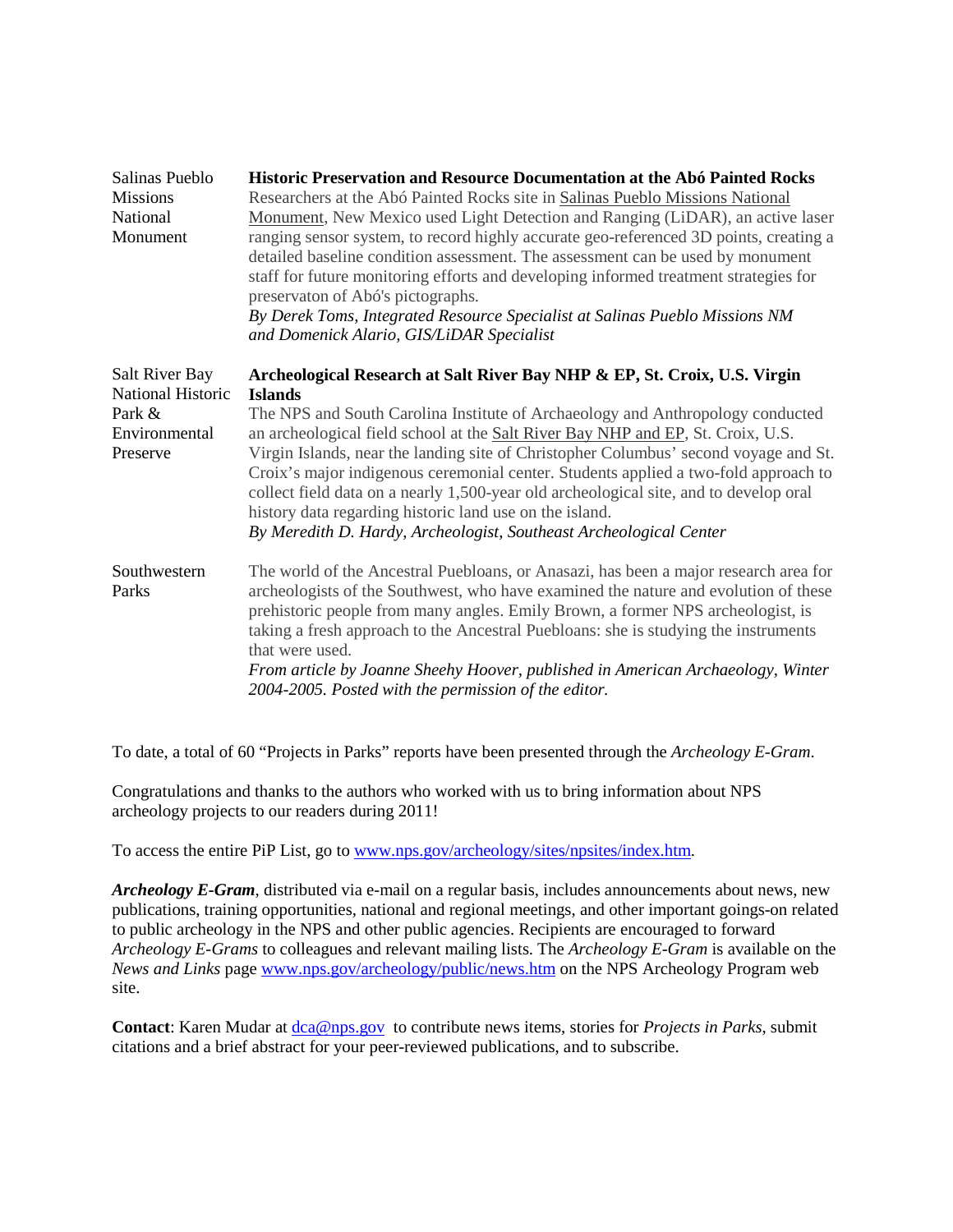| | |
|---|---|
| Salinas Pueblo Missions National Monument | **Historic Preservation and Resource Documentation at the Abó Painted Rocks**<br>Researchers at the Abó Painted Rocks site in Salinas Pueblo Missions National Monument, New Mexico used Light Detection and Ranging (LiDAR), an active laser ranging sensor system, to record highly accurate geo-referenced 3D points, creating a detailed baseline condition assessment. The assessment can be used by monument staff for future monitoring efforts and developing informed treatment strategies for preservaton of Abó's pictographs.<br>*By Derek Toms, Integrated Resource Specialist at Salinas Pueblo Missions NM and Domenick Alario, GIS/LiDAR Specialist* |
| Salt River Bay National Historic Park & Environmental Preserve | **Archeological Research at Salt River Bay NHP & EP, St. Croix, U.S. Virgin Islands**<br>The NPS and South Carolina Institute of Archaeology and Anthropology conducted an archeological field school at the Salt River Bay NHP and EP, St. Croix, U.S. Virgin Islands, near the landing site of Christopher Columbus' second voyage and St. Croix's major indigenous ceremonial center. Students applied a two-fold approach to collect field data on a nearly 1,500-year old archeological site, and to develop oral history data regarding historic land use on the island.<br>*By Meredith D. Hardy, Archeologist, Southeast Archeological Center* |
| Southwestern Parks | The world of the Ancestral Puebloans, or Anasazi, has been a major research area for archeologists of the Southwest, who have examined the nature and evolution of these prehistoric people from many angles. Emily Brown, a former NPS archeologist, is taking a fresh approach to the Ancestral Puebloans: she is studying the instruments that were used.<br>*From article by Joanne Sheehy Hoover, published in American Archaeology, Winter 2004-2005. Posted with the permission of the editor.* |

To date, a total of 60 "Projects in Parks" reports have been presented through the *Archeology E-Gram*.

Congratulations and thanks to the authors who worked with us to bring information about NPS archeology projects to our readers during 2011!

To access the entire PiP List, go to www.nps.gov/archeology/sites/npsites/index.htm.

***Archeology E-Gram***, distributed via e-mail on a regular basis, includes announcements about news, new publications, training opportunities, national and regional meetings, and other important goings-on related to public archeology in the NPS and other public agencies. Recipients are encouraged to forward *Archeology E-Grams* to colleagues and relevant mailing lists. The *Archeology E-Gram* is available on the *News and Links* page www.nps.gov/archeology/public/news.htm on the NPS Archeology Program web site.

**Contact**: Karen Mudar at dca@nps.gov to contribute news items, stories for *Projects in Parks*, submit citations and a brief abstract for your peer-reviewed publications, and to subscribe.